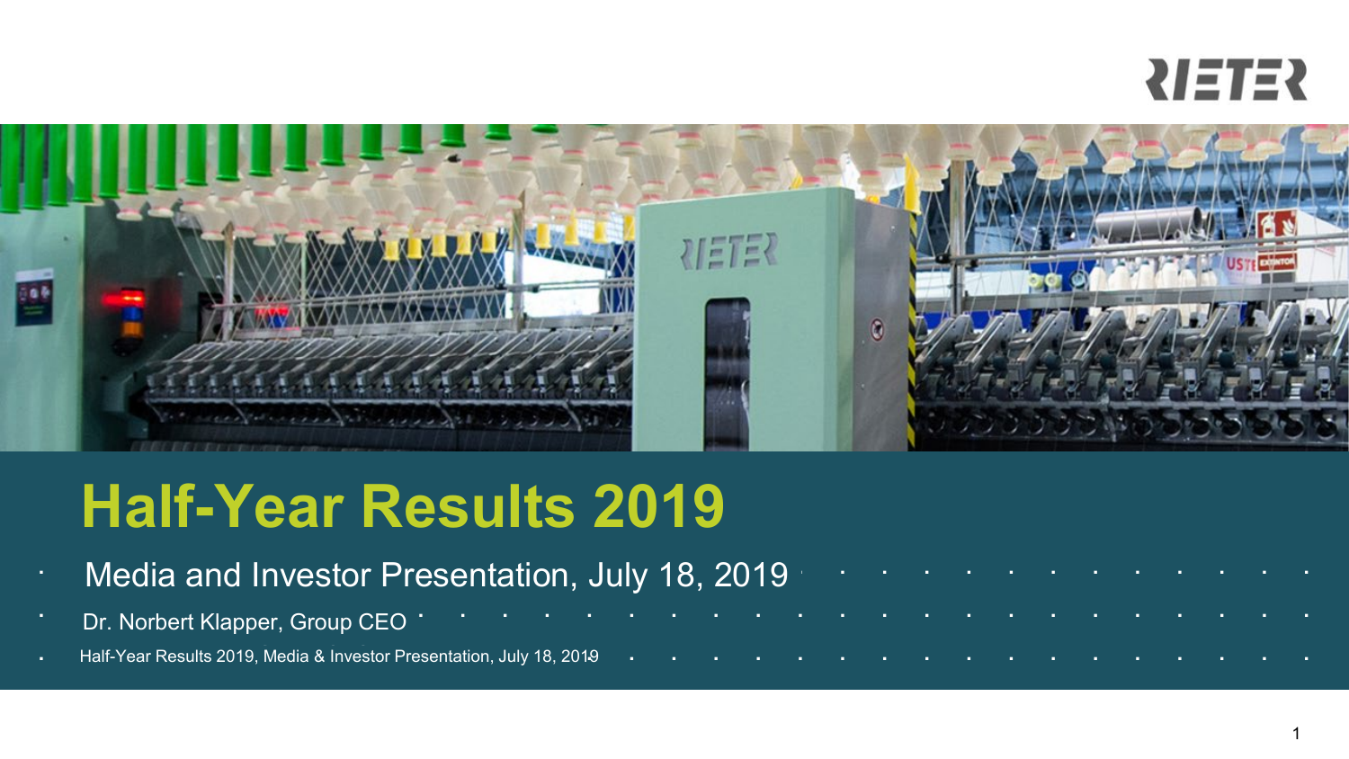# Half-Year Results 2019

Media and Investor Presentation, July 18, 2019

Dr. Norbert Klapper, Group CEO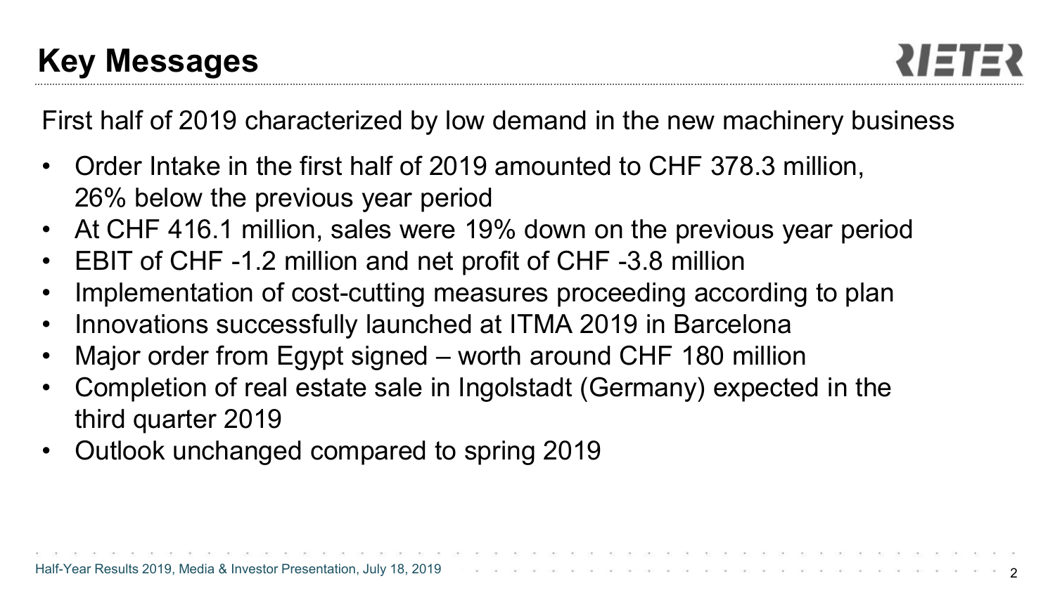# Key Messages

First half of 2019 characterized by low demand in the new machinery business

- Order Intake in the first half of 2019 amounted to CHF 378.3 million, 26% below the previous year period
- At CHF 416.1 million, sales were 19% down on the previous year period
- EBIT of CHF -1.2 million and net profit of CHF -3.8 million
- Implementation of cost-cutting measures proceeding according to plan
- Innovations successfully launched at ITMA 2019 in Barcelona
- Major order from Egypt signed – worth around CHF 180 million
- Completion of real estate sale in Ingolstadt (Germany) expected in the third quarter 2019
- Outlook unchanged compared to spring 2019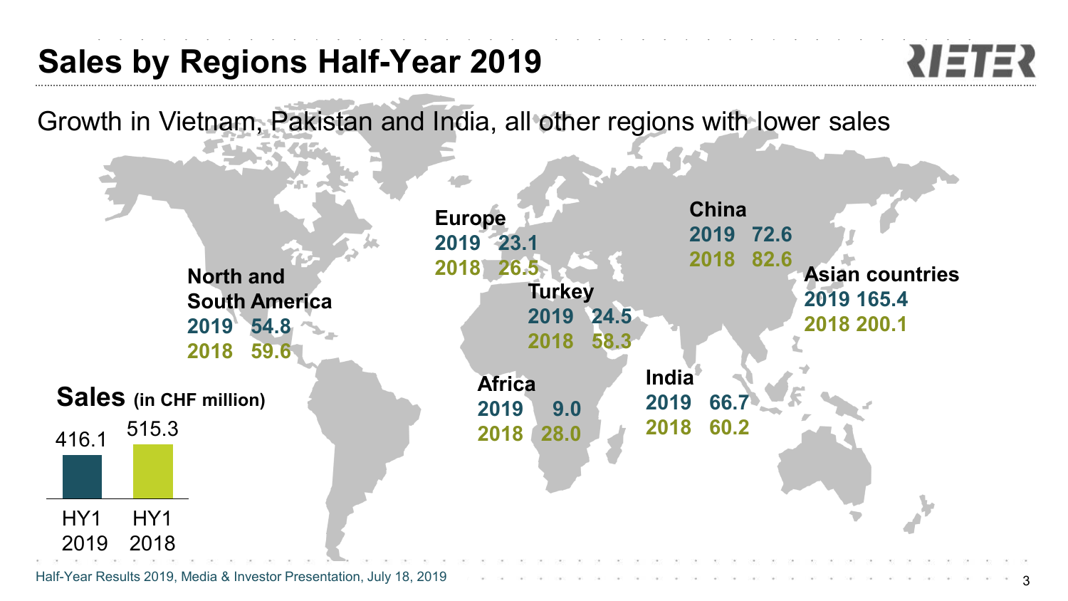# Sales by Regions Half-Year 2019

Growth in Vietnam, Pakistan and India, all other regions with lower sales

| Region | 2019 | 2018 |
|---|---|---|
| North and South America | 54.8 | 59.6 |
| Europe | 23.1 | 26.5 |
| Turkey | 24.5 | 58.3 |
| Africa | 9.0 | 28.0 |
| China | 72.6 | 82.6 |
| India | 66.7 | 60.2 |
| Asian countries | 165.4 | 200.1 |

**Sales** (in CHF million)

| HY1 2019 | HY1 2018 |
|---|---|
| 416.1 | 515.3 |

Half-Year Results 2019, Media & Investor Presentation, July 18, 2019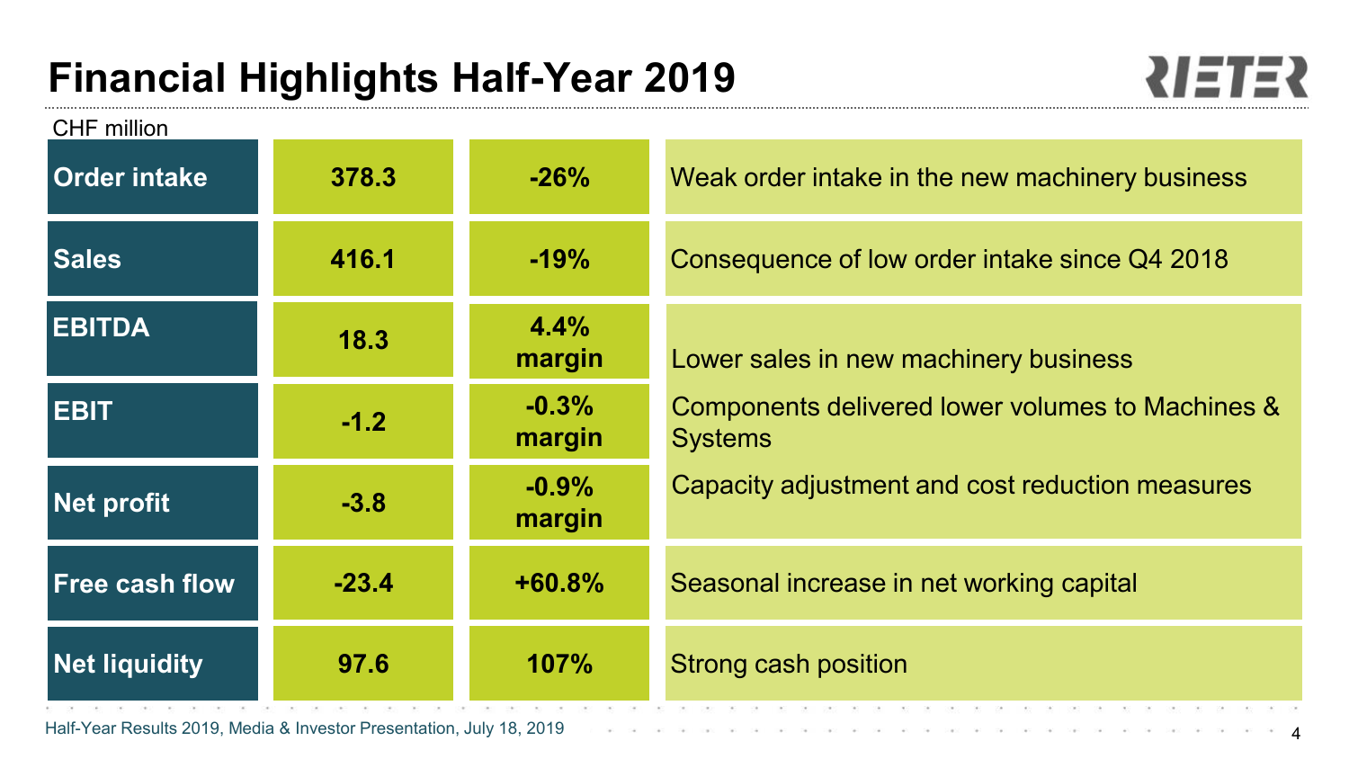# Financial Highlights Half-Year 2019

CHF million

| | | | |
|---|---|---|---|
| **Order intake** | **378.3** | **-26%** | Weak order intake in the new machinery business |
| **Sales** | **416.1** | **-19%** | Consequence of low order intake since Q4 2018 |
| **EBITDA** | **18.3** | **4.4% margin** | Lower sales in new machinery business<br>Components delivered lower volumes to Machines & Systems<br>Capacity adjustment and cost reduction measures |
| **EBIT** | **-1.2** | **-0.3% margin** | |
| **Net profit** | **-3.8** | **-0.9% margin** | |
| **Free cash flow** | **-23.4** | **+60.8%** | Seasonal increase in net working capital |
| **Net liquidity** | **97.6** | **107%** | Strong cash position |

Half-Year Results 2019, Media & Investor Presentation, July 18, 2019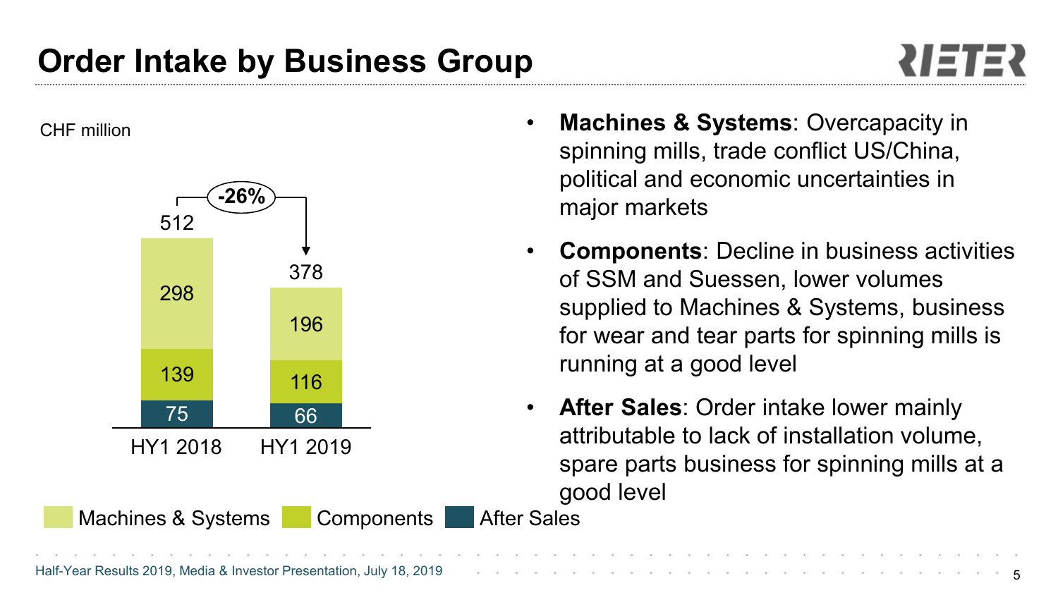# Order Intake by Business Group

CHF million

| | HY1 2018 | HY1 2019 |
|---|---|---|
| Machines & Systems | 298 | 196 |
| Components | 139 | 116 |
| After Sales | 75 | 66 |
| Total | 512 | 378 |

Change: -26%

- **Machines & Systems**: Overcapacity in spinning mills, trade conflict US/China, political and economic uncertainties in major markets
- **Components**: Decline in business activities of SSM and Suessen, lower volumes supplied to Machines & Systems, business for wear and tear parts for spinning mills is running at a good level
- **After Sales**: Order intake lower mainly attributable to lack of installation volume, spare parts business for spinning mills at a good level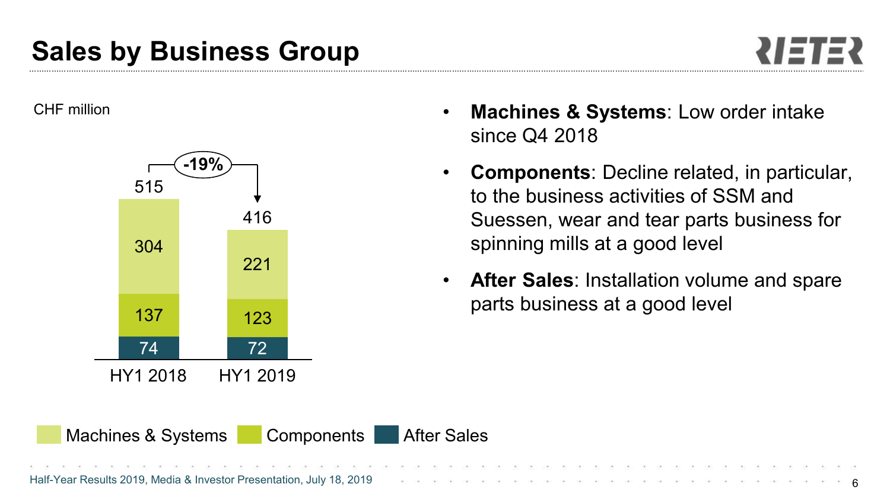# Sales by Business Group

CHF million

| | HY1 2018 | HY1 2019 |
|---|---|---|
| Machines & Systems | 304 | 221 |
| Components | 137 | 123 |
| After Sales | 74 | 72 |
| Total | 515 | 416 |

-19%

- **Machines & Systems**: Low order intake since Q4 2018
- **Components**: Decline related, in particular, to the business activities of SSM and Suessen, wear and tear parts business for spinning mills at a good level
- **After Sales**: Installation volume and spare parts business at a good level

Half-Year Results 2019, Media & Investor Presentation, July 18, 2019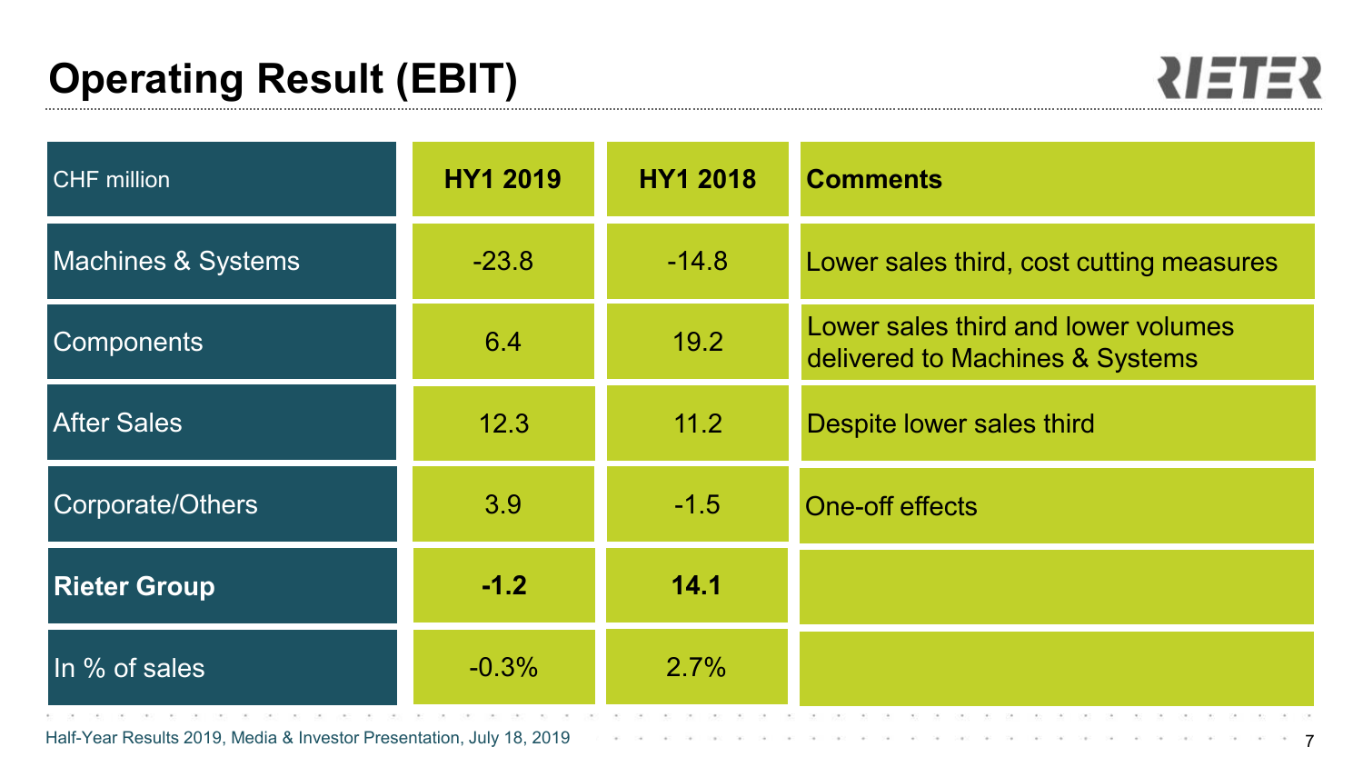# Operating Result (EBIT)

| CHF million | HY1 2019 | HY1 2018 | Comments |
|---|---|---|---|
| Machines & Systems | -23.8 | -14.8 | Lower sales third, cost cutting measures |
| Components | 6.4 | 19.2 | Lower sales third and lower volumes delivered to Machines & Systems |
| After Sales | 12.3 | 11.2 | Despite lower sales third |
| Corporate/Others | 3.9 | -1.5 | One-off effects |
| **Rieter Group** | **-1.2** | **14.1** | |
| In % of sales | -0.3% | 2.7% | |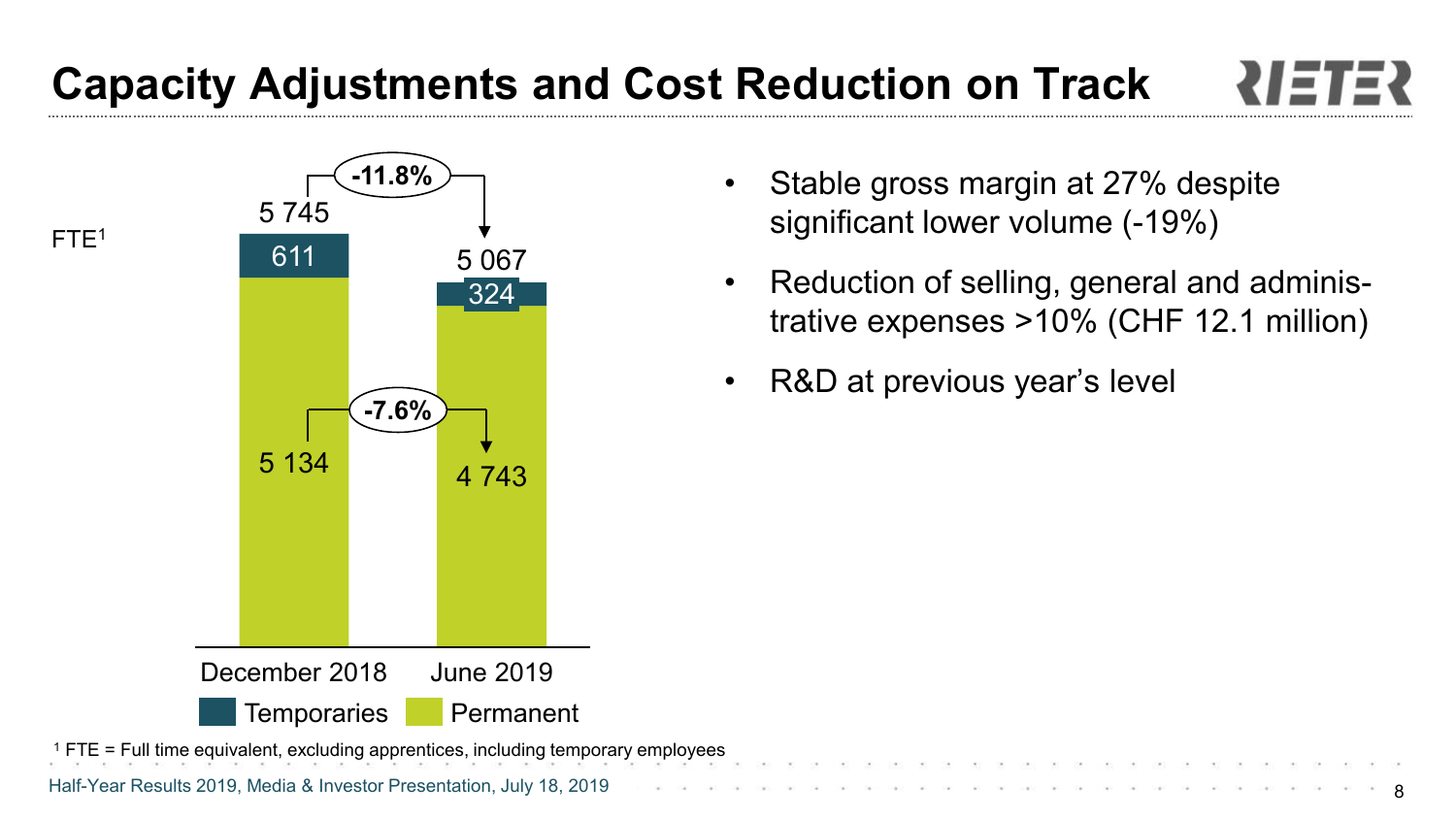# Capacity Adjustments and Cost Reduction on Track

FTE[1]

| | December 2018 | June 2019 | Change |
|---|---|---|---|
| Temporaries | 611 | 324 | |
| Permanent | 5 134 | 4 743 | -7.6% |
| Total | 5 745 | 5 067 | -11.8% |

- Stable gross margin at 27% despite significant lower volume (-19%)
- Reduction of selling, general and administrative expenses >10% (CHF 12.1 million)
- R&D at previous year's level

[1] FTE = Full time equivalent, excluding apprentices, including temporary employees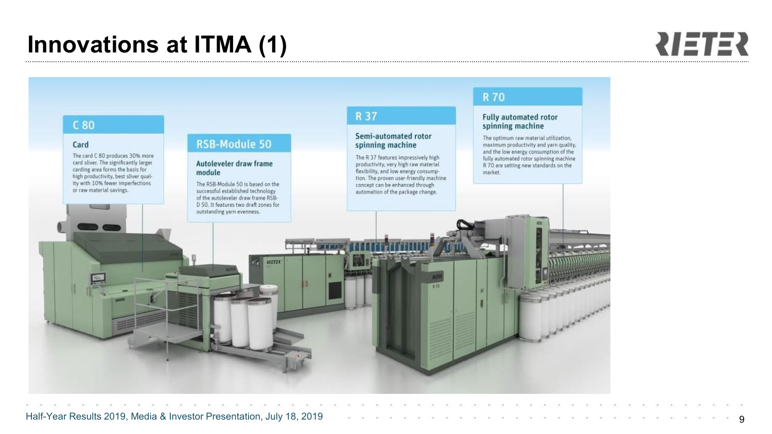# Innovations at ITMA (1)

## C 80

**Card**

The card C 80 produces 30% more card sliver. The significantly larger carding area forms the basis for high productivity, best sliver quality with 10% fewer imperfections or raw material savings.

## RSB-Module 50

**Autoleveler draw frame module**

The RSB-Module 50 is based on the successful established technology of the autoleveler draw frame RSB-D 50. It features two draft zones for outstanding yarn evenness.

## R 37

**Semi-automated rotor spinning machine**

The R 37 features impressively high productivity, very high raw material flexibility, and low energy consumption. The proven user-friendly machine concept can be enhanced through automation of the package change.

## R 70

**Fully automated rotor spinning machine**

The optimum raw material utilization, maximum productivity and yarn quality, and the low energy consumption of the fully automated rotor spinning machine R 70 are setting new standards on the market.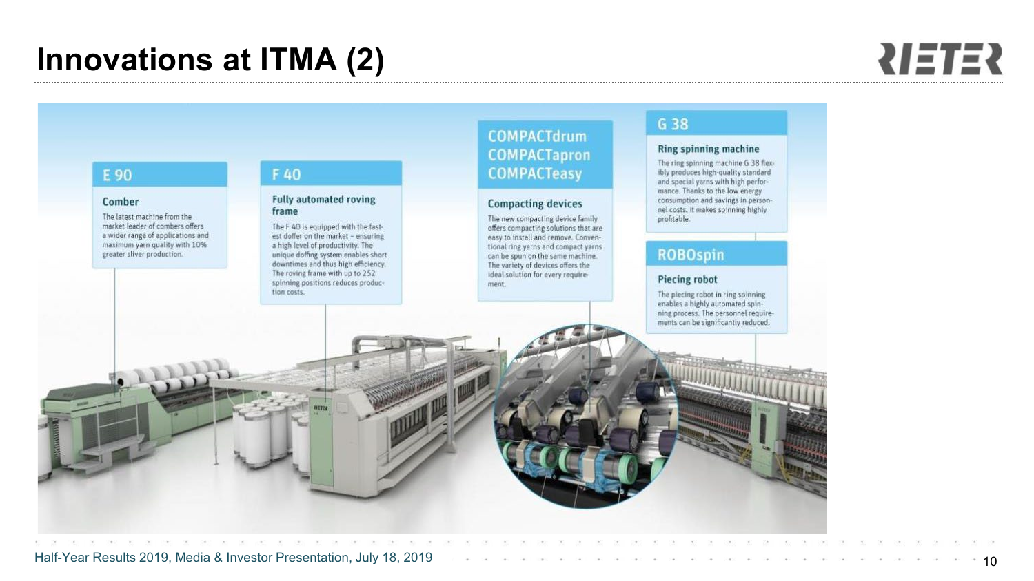# Innovations at ITMA (2)

## E 90

### Comber

The latest machine from the market leader of combers offers a wider range of applications and maximum yarn quality with 10% greater sliver production.

## F 40

### Fully automated roving frame

The F 40 is equipped with the fastest doffer on the market – ensuring a high level of productivity. The unique doffing system enables short downtimes and thus high efficiency. The roving frame with up to 252 spinning positions reduces production costs.

## COMPACTdrum COMPACTapron COMPACTeasy

### Compacting devices

The new compacting device family offers compacting solutions that are easy to install and remove. Conventional ring yarns and compact yarns can be spun on the same machine. The variety of devices offers the ideal solution for every requirement.

## G 38

### Ring spinning machine

The ring spinning machine G 38 flexibly produces high-quality standard and special yarns with high performance. Thanks to the low energy consumption and savings in personnel costs, it makes spinning highly profitable.

## ROBOspin

### Piecing robot

The piecing robot in ring spinning enables a highly automated spinning process. The personnel requirements can be significantly reduced.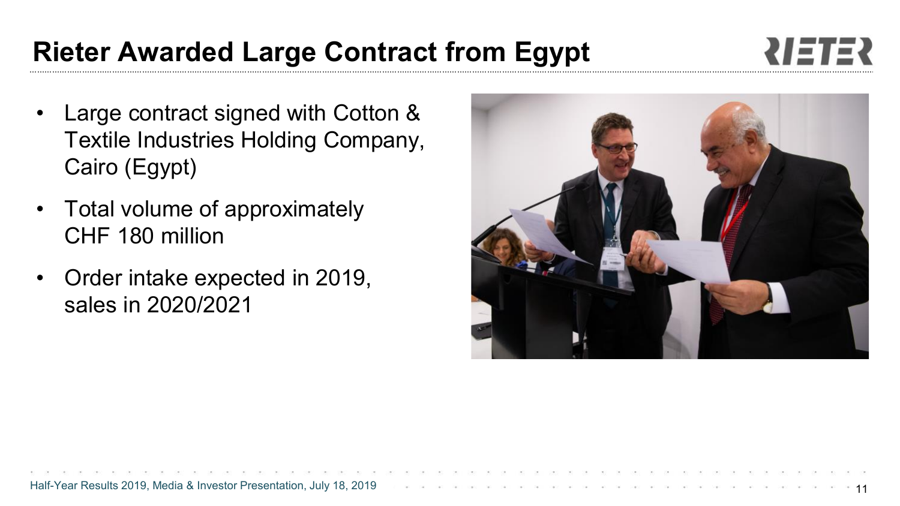# Rieter Awarded Large Contract from Egypt

- Large contract signed with Cotton & Textile Industries Holding Company, Cairo (Egypt)
- Total volume of approximately CHF 180 million
- Order intake expected in 2019, sales in 2020/2021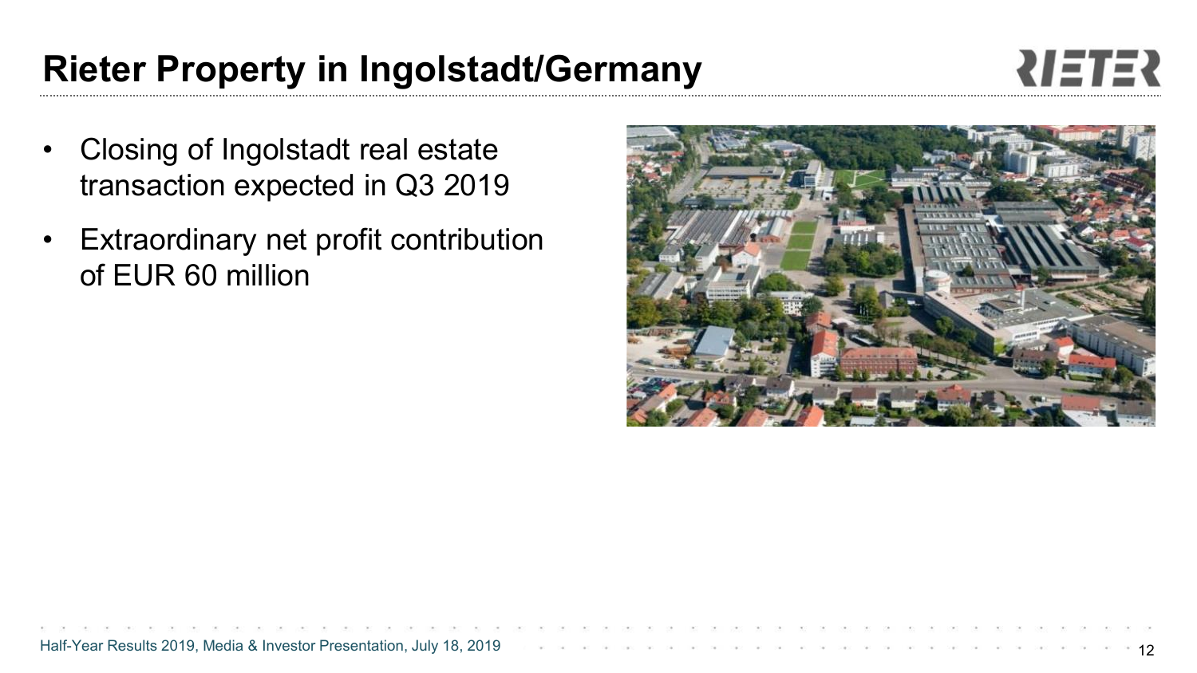# Rieter Property in Ingolstadt/Germany

- Closing of Ingolstadt real estate transaction expected in Q3 2019
- Extraordinary net profit contribution of EUR 60 million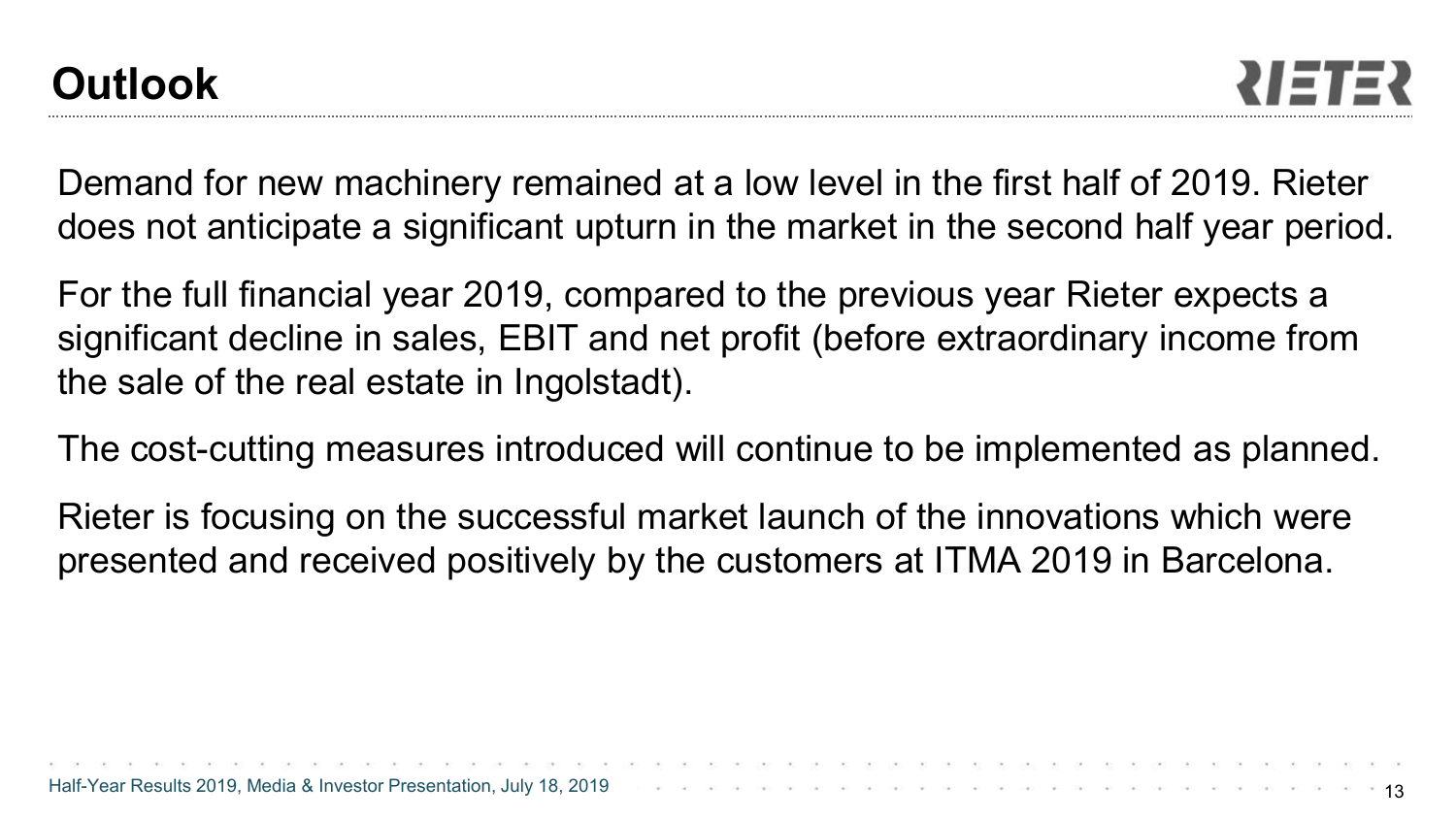# Outlook

Demand for new machinery remained at a low level in the first half of 2019. Rieter does not anticipate a significant upturn in the market in the second half year period.

For the full financial year 2019, compared to the previous year Rieter expects a significant decline in sales, EBIT and net profit (before extraordinary income from the sale of the real estate in Ingolstadt).

The cost-cutting measures introduced will continue to be implemented as planned.

Rieter is focusing on the successful market launch of the innovations which were presented and received positively by the customers at ITMA 2019 in Barcelona.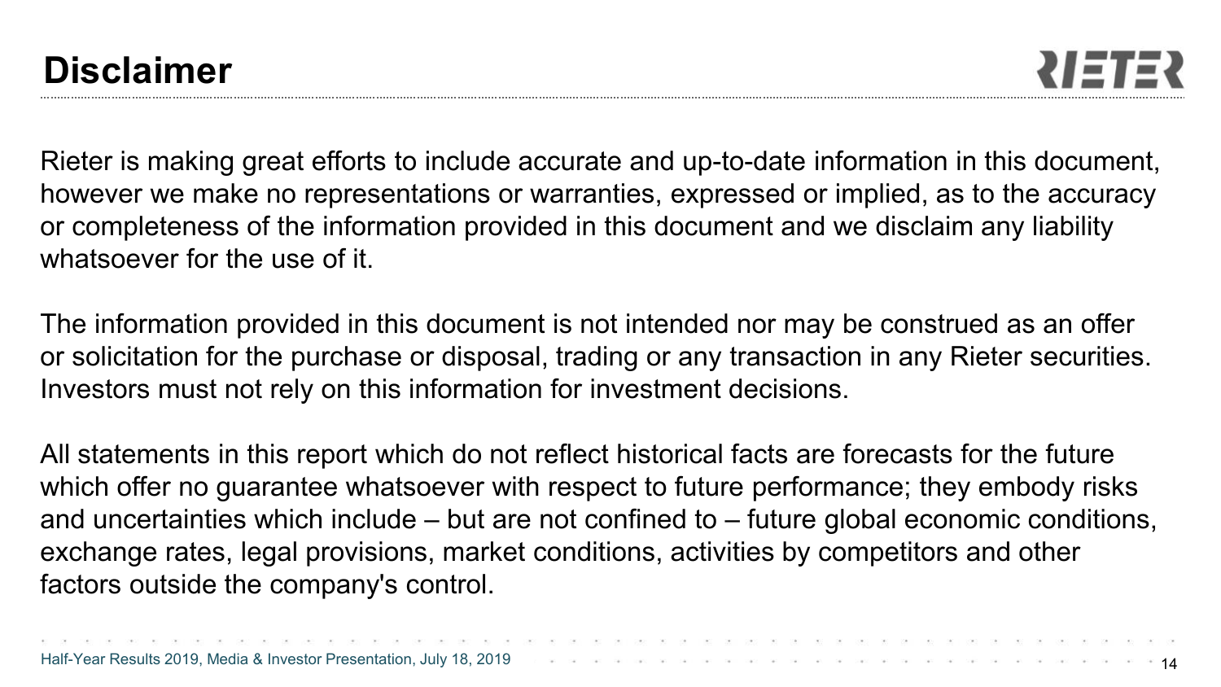# Disclaimer

Rieter is making great efforts to include accurate and up-to-date information in this document, however we make no representations or warranties, expressed or implied, as to the accuracy or completeness of the information provided in this document and we disclaim any liability whatsoever for the use of it.

The information provided in this document is not intended nor may be construed as an offer or solicitation for the purchase or disposal, trading or any transaction in any Rieter securities. Investors must not rely on this information for investment decisions.

All statements in this report which do not reflect historical facts are forecasts for the future which offer no guarantee whatsoever with respect to future performance; they embody risks and uncertainties which include – but are not confined to – future global economic conditions, exchange rates, legal provisions, market conditions, activities by competitors and other factors outside the company's control.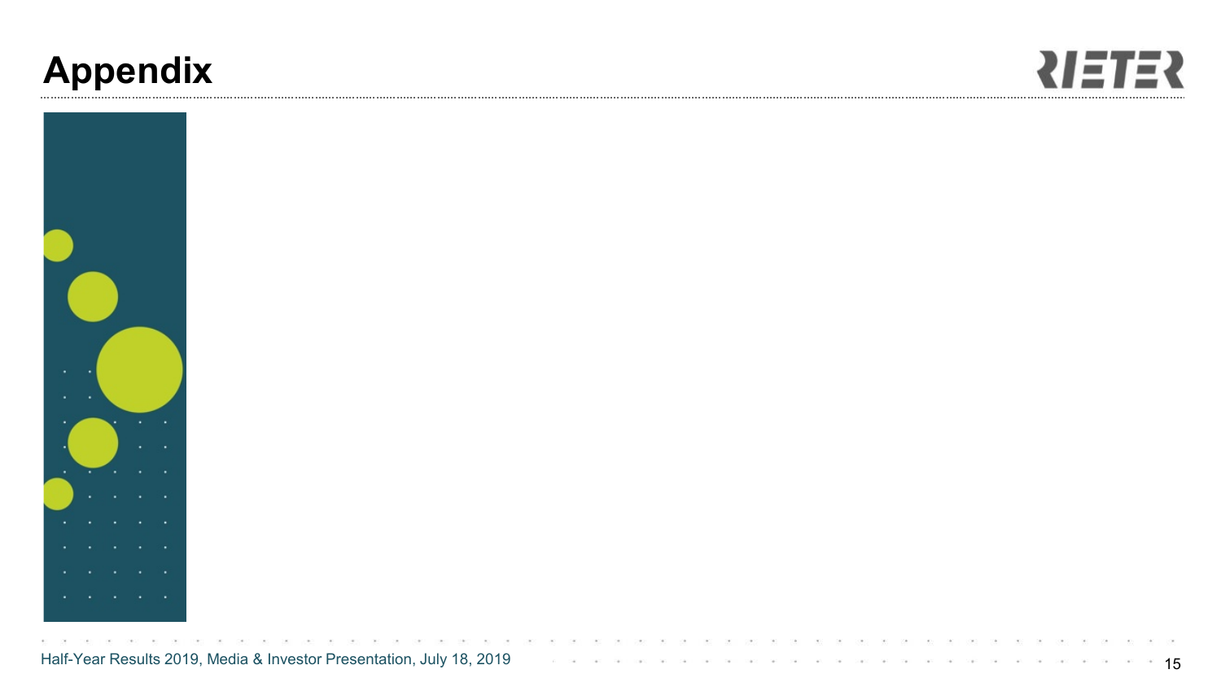# Appendix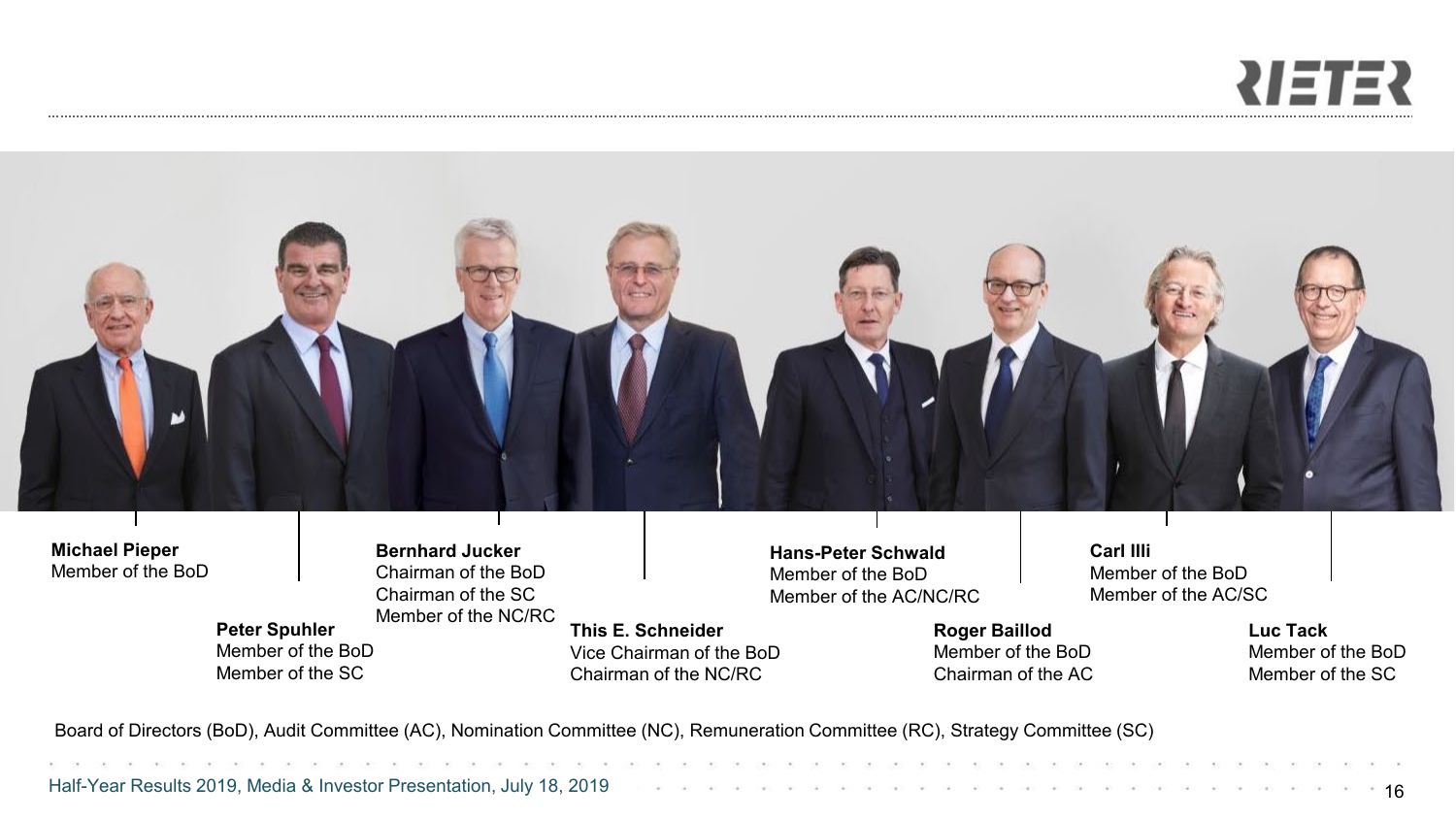**Michael Pieper**
Member of the BoD

**Peter Spuhler**
Member of the BoD
Member of the SC

**Bernhard Jucker**
Chairman of the BoD
Chairman of the SC
Member of the NC/RC

**This E. Schneider**
Vice Chairman of the BoD
Chairman of the NC/RC

**Hans-Peter Schwald**
Member of the BoD
Member of the AC/NC/RC

**Roger Baillod**
Member of the BoD
Chairman of the AC

**Carl Illi**
Member of the BoD
Member of the AC/SC

**Luc Tack**
Member of the BoD
Member of the SC

Board of Directors (BoD), Audit Committee (AC), Nomination Committee (NC), Remuneration Committee (RC), Strategy Committee (SC)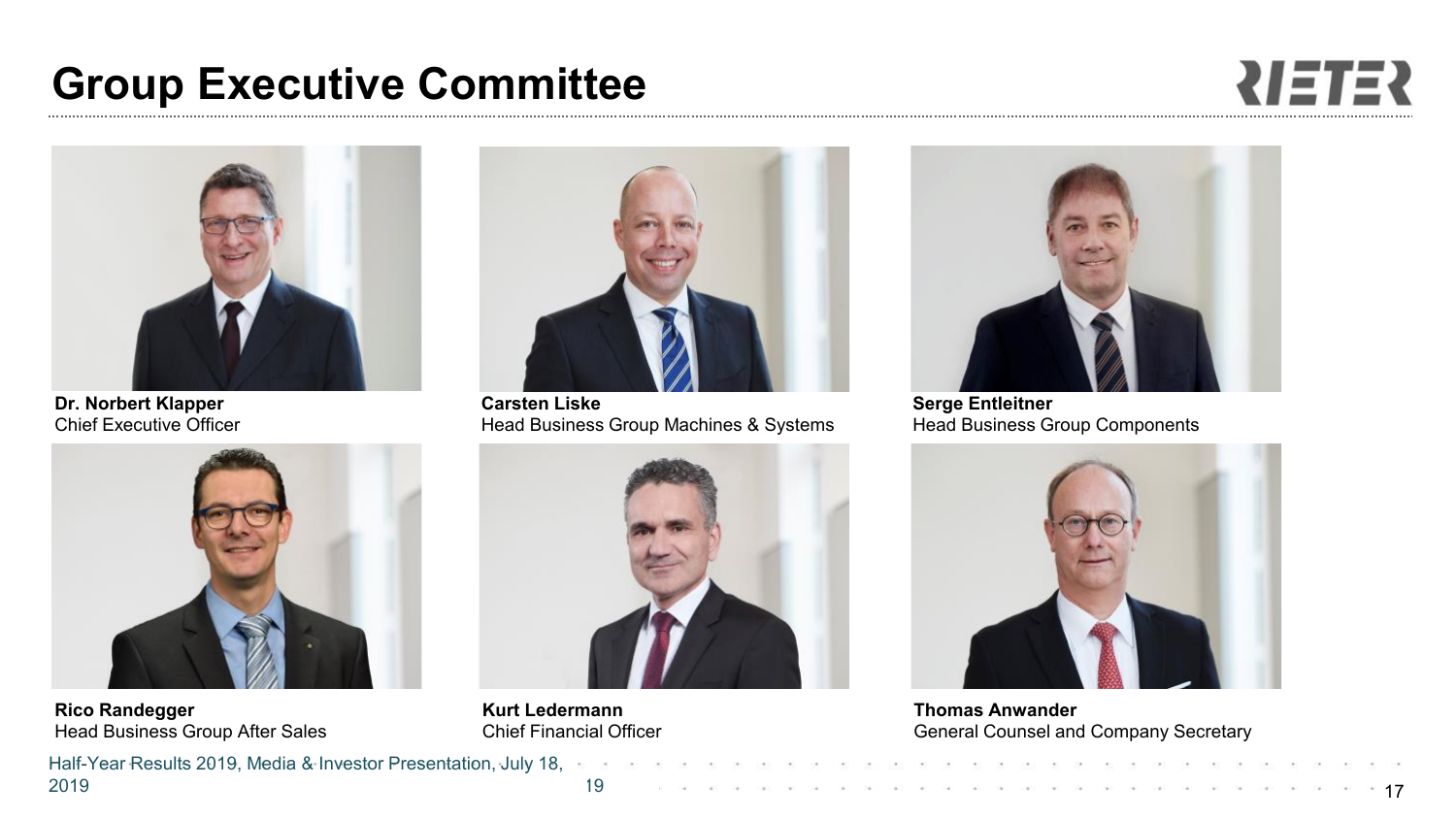# Group Executive Committee

**Dr. Norbert Klapper**
Chief Executive Officer

**Carsten Liske**
Head Business Group Machines & Systems

**Serge Entleitner**
Head Business Group Components

**Rico Randegger**
Head Business Group After Sales

**Kurt Ledermann**
Chief Financial Officer

**Thomas Anwander**
General Counsel and Company Secretary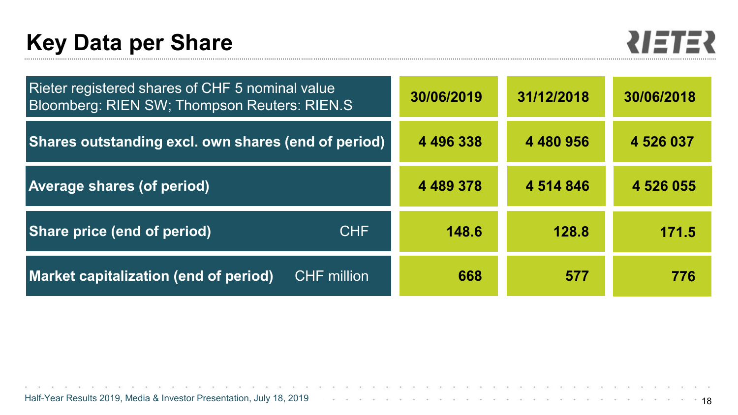# Key Data per Share

| Rieter registered shares of CHF 5 nominal value<br>Bloomberg: RIEN SW; Thompson Reuters: RIEN.S | | 30/06/2019 | 31/12/2018 | 30/06/2018 |
|---|---|---|---|---|
| **Shares outstanding excl. own shares (end of period)** | | **4 496 338** | **4 480 956** | **4 526 037** |
| **Average shares (of period)** | | **4 489 378** | **4 514 846** | **4 526 055** |
| **Share price (end of period)** | CHF | **148.6** | **128.8** | **171.5** |
| **Market capitalization (end of period)** | CHF million | **668** | **577** | **776** |

Half-Year Results 2019, Media & Investor Presentation, July 18, 2019